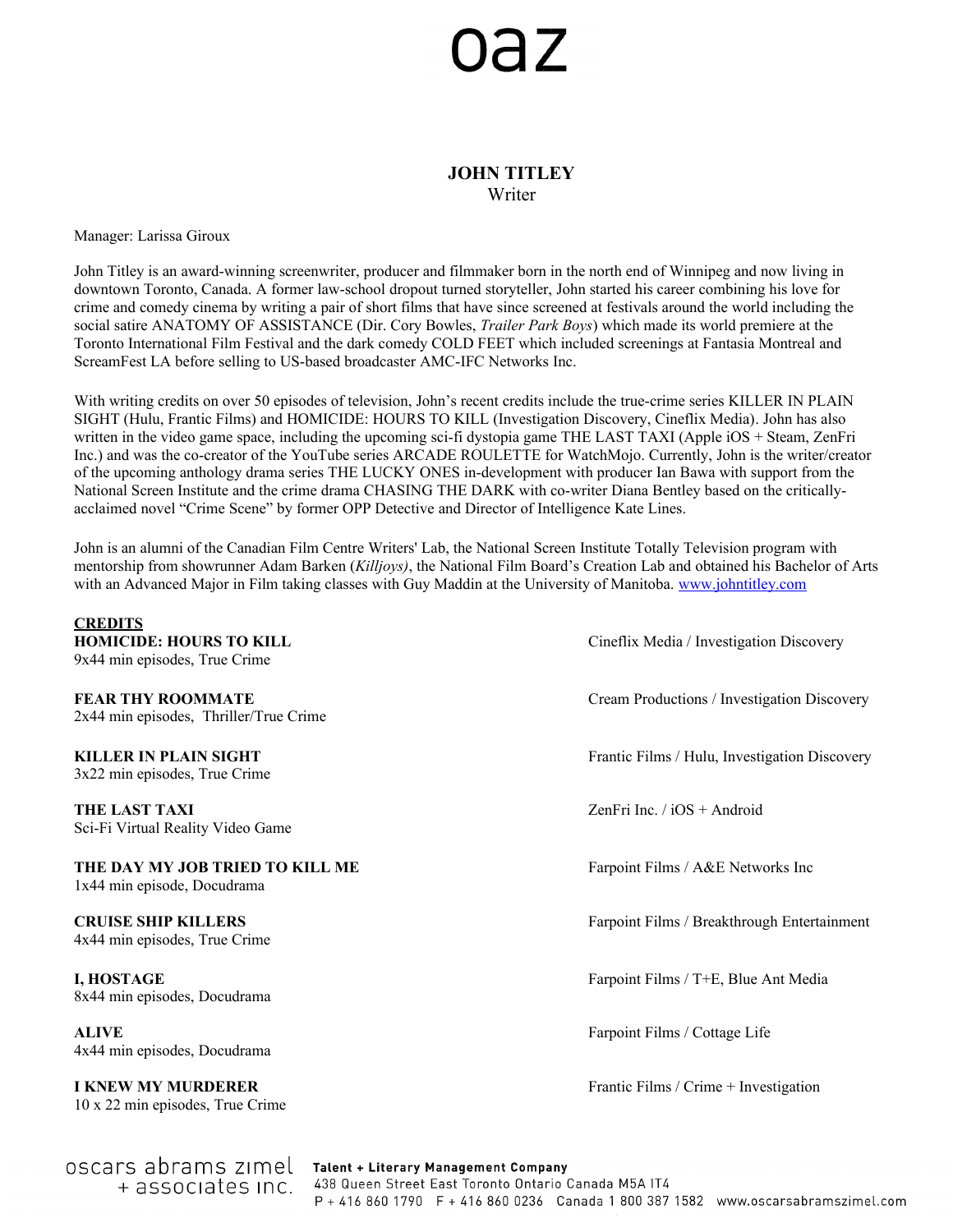oaz

# JOHN TITLEY

Writer

Manager: Larissa Giroux

John Titley is an award-winning screenwriter, producer and filmmaker born in the north end of Winnipeg and now living in downtown Toronto, Canada. A former law-school dropout turned storyteller, John started his career combining his love for crime and comedy cinema by writing a pair of short films that have since screened at festivals around the world including the social satire ANATOMY OF ASSISTANCE (Dir. Cory Bowles, *Trailer Park Boys*) which made its world premiere at the Toronto International Film Festival and the dark comedy COLD FEET which included screenings at Fantasia Montreal and ScreamFest LA before selling to US-based broadcaster AMC-IFC Networks Inc.

With writing credits on over 50 episodes of television, John's recent credits include the true-crime series KILLER IN PLAIN SIGHT (Hulu, Frantic Films) and HOMICIDE: HOURS TO KILL (Investigation Discovery, Cineflix Media). John has also written in the video game space, including the upcoming sci-fi dystopia game THE LAST TAXI (Apple iOS + Steam, ZenFri Inc.) and was the co-creator of the YouTube series ARCADE ROULETTE for WatchMojo. Currently, John is the writer/creator of the upcoming anthology drama series THE LUCKY ONES in-development with producer Ian Bawa with support from the National Screen Institute and the crime drama CHASING THE DARK with co-writer Diana Bentley based on the critically-acclaimed novel "Crime Scene" by former OPP Detective and Director of Intelligence Kate Lines.

John is an alumni of the Canadian Film Centre Writers' Lab, the National Screen Institute Totally Television program with mentorship from showrunner Adam Barken (*Killjoys)*, the National Film Board's Creation Lab and obtained his Bachelor of Arts with an Advanced Major in Film taking classes with Guy Maddin at the University of Manitoba. www.johntitley.com

## CREDITS

| | |
|---|---|
| **HOMICIDE: HOURS TO KILL**<br>9x44 min episodes, True Crime | Cineflix Media / Investigation Discovery |
| **FEAR THY ROOMMATE**<br>2x44 min episodes, Thriller/True Crime | Cream Productions / Investigation Discovery |
| **KILLER IN PLAIN SIGHT**<br>3x22 min episodes, True Crime | Frantic Films / Hulu, Investigation Discovery |
| **THE LAST TAXI**<br>Sci-Fi Virtual Reality Video Game | ZenFri Inc. / iOS + Android |
| **THE DAY MY JOB TRIED TO KILL ME**<br>1x44 min episode, Docudrama | Farpoint Films / A&E Networks Inc |
| **CRUISE SHIP KILLERS**<br>4x44 min episodes, True Crime | Farpoint Films / Breakthrough Entertainment |
| **I, HOSTAGE**<br>8x44 min episodes, Docudrama | Farpoint Films / T+E, Blue Ant Media |
| **ALIVE**<br>4x44 min episodes, Docudrama | Farpoint Films / Cottage Life |
| **I KNEW MY MURDERER**<br>10 x 22 min episodes, True Crime | Frantic Films / Crime + Investigation |

oscars abrams zimel + associates inc.
**Talent + Literary Management Company**
438 Queen Street East Toronto Ontario Canada M5A 1T4
P + 416 860 1790 F + 416 860 0236 Canada 1 800 387 1582 www.oscarsabramszimel.com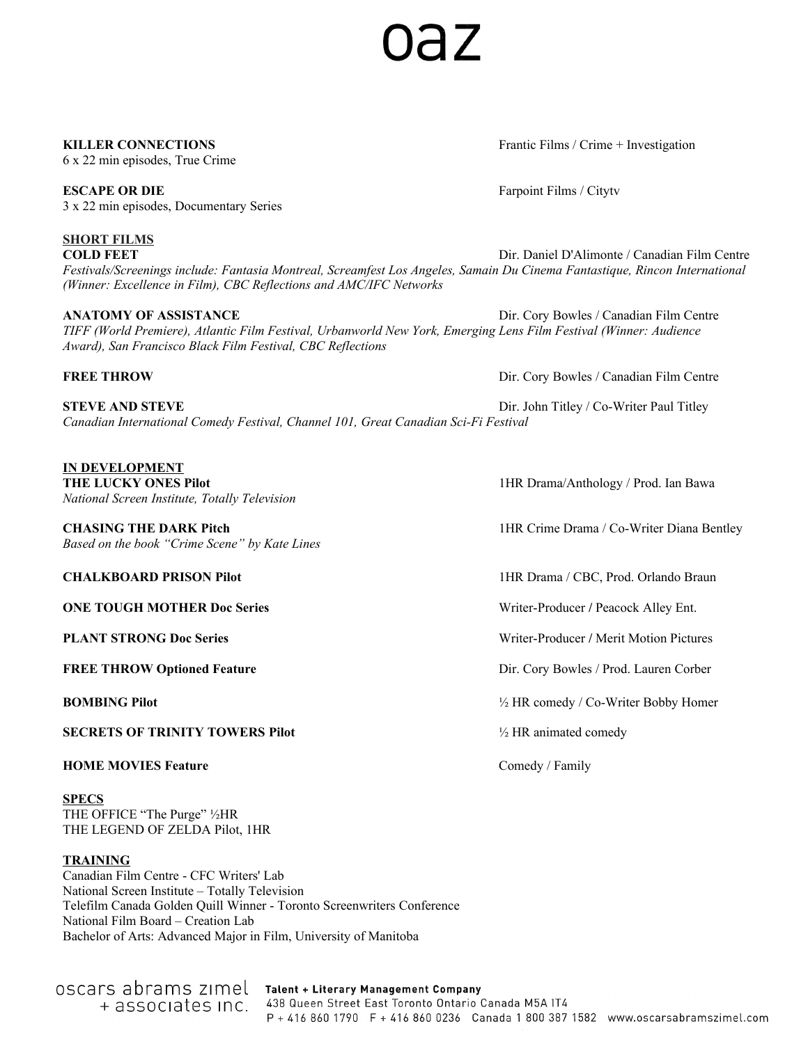**KILLER CONNECTIONS** Frantic Films / Crime + Investigation
6 x 22 min episodes, True Crime

**ESCAPE OR DIE** Farpoint Films / Citytv
3 x 22 min episodes, Documentary Series

## SHORT FILMS

**COLD FEET** Dir. Daniel D'Alimonte / Canadian Film Centre
*Festivals/Screenings include: Fantasia Montreal, Screamfest Los Angeles, Samain Du Cinema Fantastique, Rincon International (Winner: Excellence in Film), CBC Reflections and AMC/IFC Networks*

**ANATOMY OF ASSISTANCE** Dir. Cory Bowles / Canadian Film Centre
*TIFF (World Premiere), Atlantic Film Festival, Urbanworld New York, Emerging Lens Film Festival (Winner: Audience Award), San Francisco Black Film Festival, CBC Reflections*

**FREE THROW** Dir. Cory Bowles / Canadian Film Centre

**STEVE AND STEVE** Dir. John Titley / Co-Writer Paul Titley
*Canadian International Comedy Festival, Channel 101, Great Canadian Sci-Fi Festival*

## IN DEVELOPMENT

**THE LUCKY ONES Pilot** 1HR Drama/Anthology / Prod. Ian Bawa
*National Screen Institute, Totally Television*

**CHASING THE DARK Pitch** 1HR Crime Drama / Co-Writer Diana Bentley
*Based on the book "Crime Scene" by Kate Lines*

**CHALKBOARD PRISON Pilot** 1HR Drama / CBC, Prod. Orlando Braun

**ONE TOUGH MOTHER Doc Series** Writer-Producer / Peacock Alley Ent.

**PLANT STRONG Doc Series** Writer-Producer / Merit Motion Pictures

**FREE THROW Optioned Feature** Dir. Cory Bowles / Prod. Lauren Corber

**BOMBING Pilot** ½ HR comedy / Co-Writer Bobby Homer

**SECRETS OF TRINITY TOWERS Pilot** ½ HR animated comedy

**HOME MOVIES Feature** Comedy / Family

## SPECS

THE OFFICE "The Purge" ½HR
THE LEGEND OF ZELDA Pilot, 1HR

## TRAINING

Canadian Film Centre - CFC Writers' Lab
National Screen Institute – Totally Television
Telefilm Canada Golden Quill Winner - Toronto Screenwriters Conference
National Film Board – Creation Lab
Bachelor of Arts: Advanced Major in Film, University of Manitoba